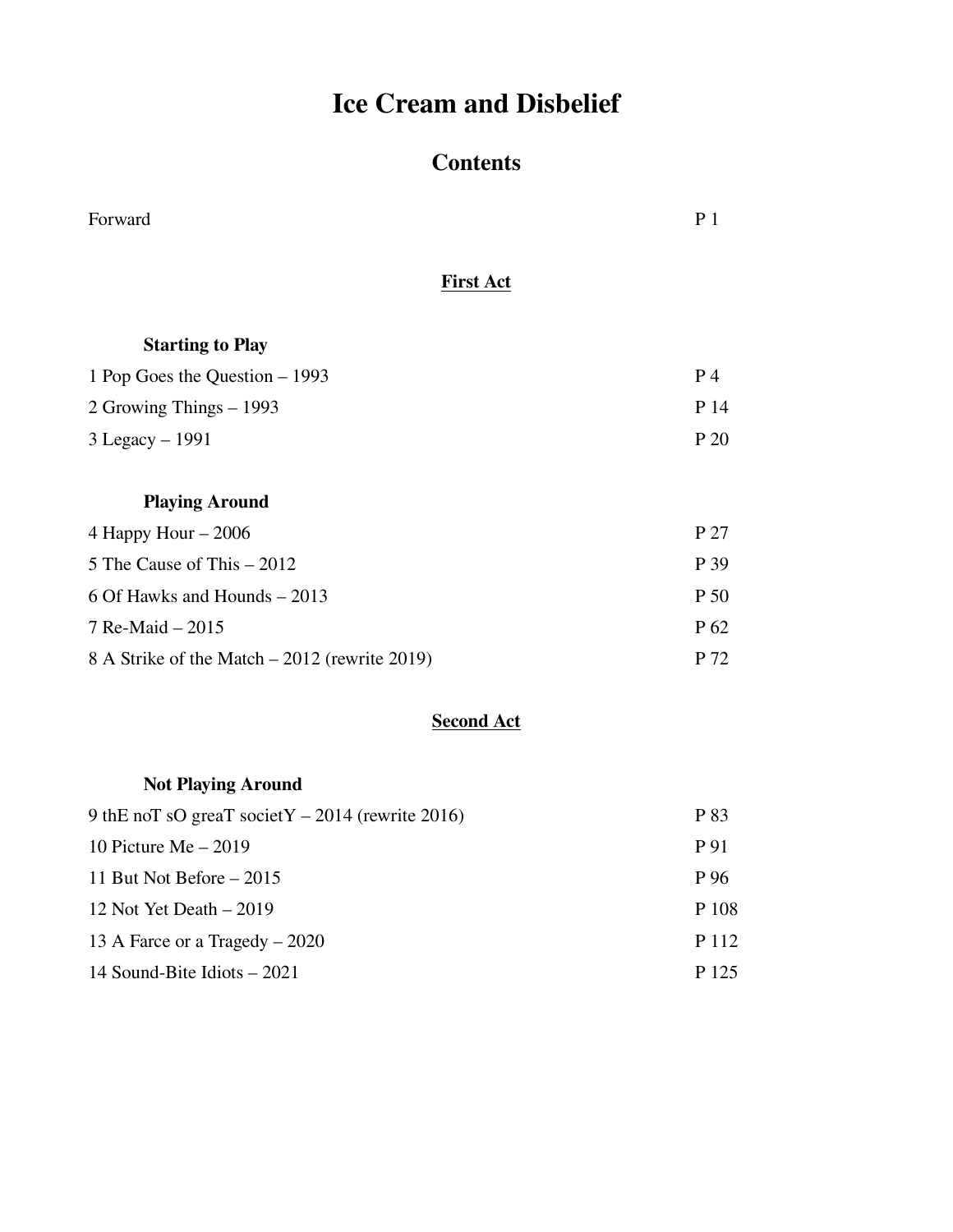# Ice Cream and Disbelief

## Contents

| | |
|---|---|
| Forward | P 1 |

### <u>First Act</u>

**Starting to Play**

| | |
|---|---|
| 1 Pop Goes the Question – 1993 | P 4 |
| 2 Growing Things – 1993 | P 14 |
| 3 Legacy – 1991 | P 20 |

**Playing Around**

| | |
|---|---|
| 4 Happy Hour – 2006 | P 27 |
| 5 The Cause of This – 2012 | P 39 |
| 6 Of Hawks and Hounds – 2013 | P 50 |
| 7 Re-Maid – 2015 | P 62 |
| 8 A Strike of the Match – 2012 (rewrite 2019) | P 72 |

### <u>Second Act</u>

**Not Playing Around**

| | |
|---|---|
| 9 thE noT sO greaT societY – 2014 (rewrite 2016) | P 83 |
| 10 Picture Me – 2019 | P 91 |
| 11 But Not Before – 2015 | P 96 |
| 12 Not Yet Death – 2019 | P 108 |
| 13 A Farce or a Tragedy – 2020 | P 112 |
| 14 Sound-Bite Idiots – 2021 | P 125 |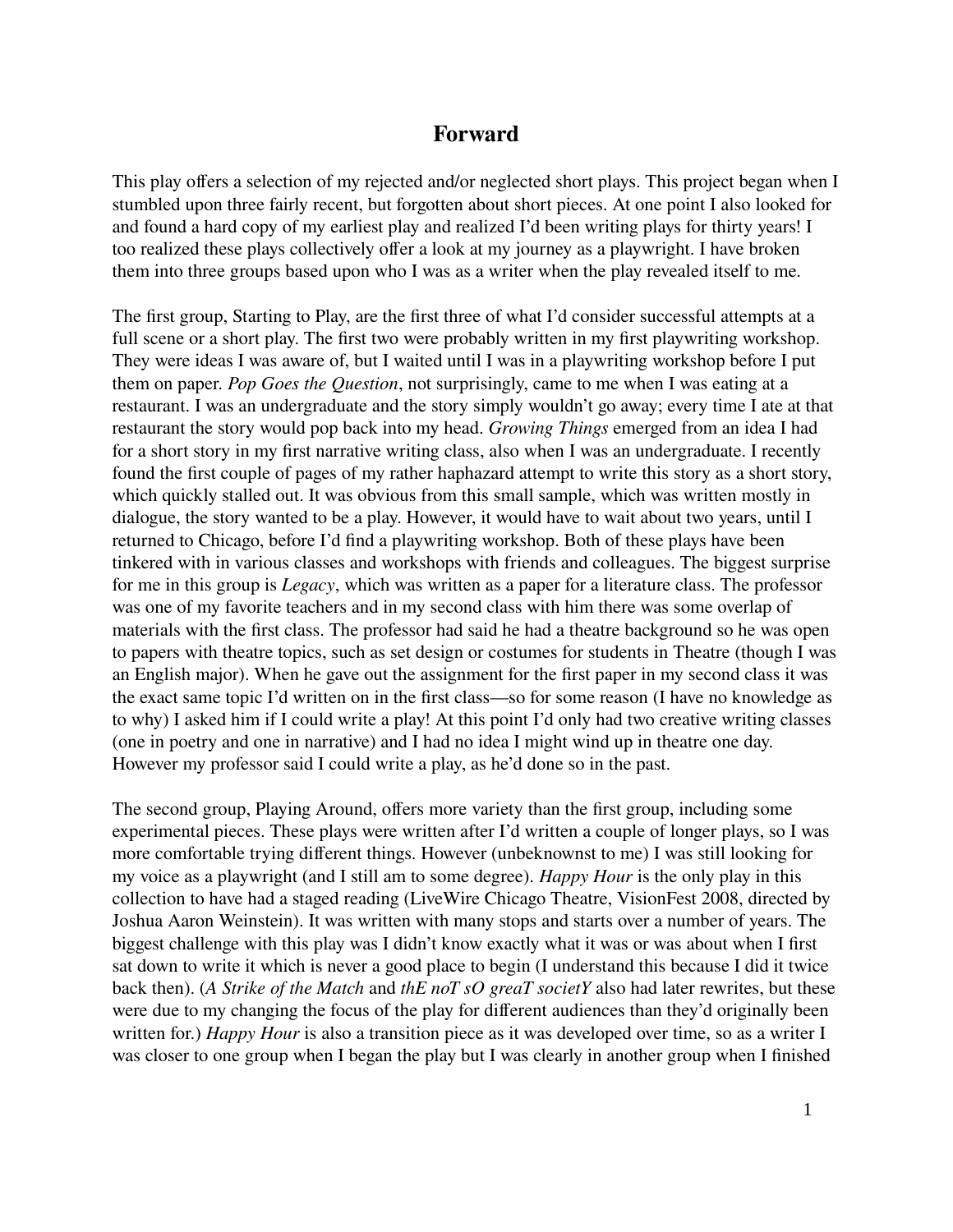## Forward

This play offers a selection of my rejected and/or neglected short plays. This project began when I stumbled upon three fairly recent, but forgotten about short pieces. At one point I also looked for and found a hard copy of my earliest play and realized I'd been writing plays for thirty years! I too realized these plays collectively offer a look at my journey as a playwright. I have broken them into three groups based upon who I was as a writer when the play revealed itself to me.

The first group, Starting to Play, are the first three of what I'd consider successful attempts at a full scene or a short play. The first two were probably written in my first playwriting workshop. They were ideas I was aware of, but I waited until I was in a playwriting workshop before I put them on paper. *Pop Goes the Question*, not surprisingly, came to me when I was eating at a restaurant. I was an undergraduate and the story simply wouldn't go away; every time I ate at that restaurant the story would pop back into my head. *Growing Things* emerged from an idea I had for a short story in my first narrative writing class, also when I was an undergraduate. I recently found the first couple of pages of my rather haphazard attempt to write this story as a short story, which quickly stalled out. It was obvious from this small sample, which was written mostly in dialogue, the story wanted to be a play. However, it would have to wait about two years, until I returned to Chicago, before I'd find a playwriting workshop. Both of these plays have been tinkered with in various classes and workshops with friends and colleagues. The biggest surprise for me in this group is *Legacy*, which was written as a paper for a literature class. The professor was one of my favorite teachers and in my second class with him there was some overlap of materials with the first class. The professor had said he had a theatre background so he was open to papers with theatre topics, such as set design or costumes for students in Theatre (though I was an English major). When he gave out the assignment for the first paper in my second class it was the exact same topic I'd written on in the first class—so for some reason (I have no knowledge as to why) I asked him if I could write a play! At this point I'd only had two creative writing classes (one in poetry and one in narrative) and I had no idea I might wind up in theatre one day. However my professor said I could write a play, as he'd done so in the past.

The second group, Playing Around, offers more variety than the first group, including some experimental pieces. These plays were written after I'd written a couple of longer plays, so I was more comfortable trying different things. However (unbeknownst to me) I was still looking for my voice as a playwright (and I still am to some degree). *Happy Hour* is the only play in this collection to have had a staged reading (LiveWire Chicago Theatre, VisionFest 2008, directed by Joshua Aaron Weinstein). It was written with many stops and starts over a number of years. The biggest challenge with this play was I didn't know exactly what it was or was about when I first sat down to write it which is never a good place to begin (I understand this because I did it twice back then). (*A Strike of the Match* and *thE noT sO greaT societY* also had later rewrites, but these were due to my changing the focus of the play for different audiences than they'd originally been written for.) *Happy Hour* is also a transition piece as it was developed over time, so as a writer I was closer to one group when I began the play but I was clearly in another group when I finished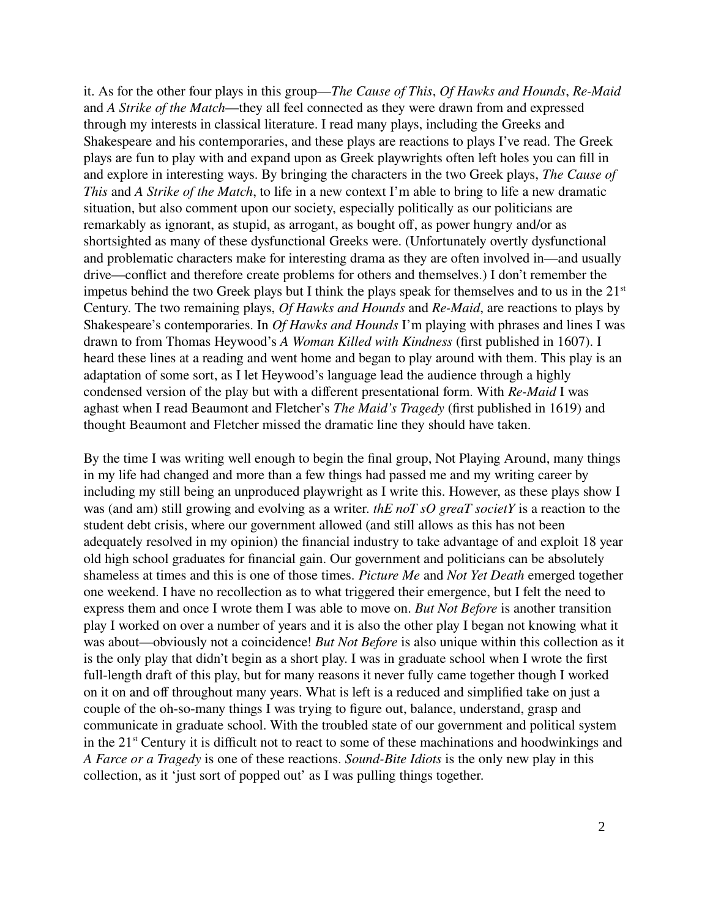it. As for the other four plays in this group—*The Cause of This*, *Of Hawks and Hounds*, *Re-Maid* and *A Strike of the Match*—they all feel connected as they were drawn from and expressed through my interests in classical literature. I read many plays, including the Greeks and Shakespeare and his contemporaries, and these plays are reactions to plays I've read. The Greek plays are fun to play with and expand upon as Greek playwrights often left holes you can fill in and explore in interesting ways. By bringing the characters in the two Greek plays, *The Cause of This* and *A Strike of the Match*, to life in a new context I'm able to bring to life a new dramatic situation, but also comment upon our society, especially politically as our politicians are remarkably as ignorant, as stupid, as arrogant, as bought off, as power hungry and/or as shortsighted as many of these dysfunctional Greeks were. (Unfortunately overtly dysfunctional and problematic characters make for interesting drama as they are often involved in—and usually drive—conflict and therefore create problems for others and themselves.) I don't remember the impetus behind the two Greek plays but I think the plays speak for themselves and to us in the 21st Century. The two remaining plays, *Of Hawks and Hounds* and *Re-Maid*, are reactions to plays by Shakespeare's contemporaries. In *Of Hawks and Hounds* I'm playing with phrases and lines I was drawn to from Thomas Heywood's *A Woman Killed with Kindness* (first published in 1607). I heard these lines at a reading and went home and began to play around with them. This play is an adaptation of some sort, as I let Heywood's language lead the audience through a highly condensed version of the play but with a different presentational form. With *Re-Maid* I was aghast when I read Beaumont and Fletcher's *The Maid's Tragedy* (first published in 1619) and thought Beaumont and Fletcher missed the dramatic line they should have taken.

By the time I was writing well enough to begin the final group, Not Playing Around, many things in my life had changed and more than a few things had passed me and my writing career by including my still being an unproduced playwright as I write this. However, as these plays show I was (and am) still growing and evolving as a writer. *thE noT sO greaT societY* is a reaction to the student debt crisis, where our government allowed (and still allows as this has not been adequately resolved in my opinion) the financial industry to take advantage of and exploit 18 year old high school graduates for financial gain. Our government and politicians can be absolutely shameless at times and this is one of those times. *Picture Me* and *Not Yet Death* emerged together one weekend. I have no recollection as to what triggered their emergence, but I felt the need to express them and once I wrote them I was able to move on. *But Not Before* is another transition play I worked on over a number of years and it is also the other play I began not knowing what it was about—obviously not a coincidence! *But Not Before* is also unique within this collection as it is the only play that didn't begin as a short play. I was in graduate school when I wrote the first full-length draft of this play, but for many reasons it never fully came together though I worked on it on and off throughout many years. What is left is a reduced and simplified take on just a couple of the oh-so-many things I was trying to figure out, balance, understand, grasp and communicate in graduate school. With the troubled state of our government and political system in the 21st Century it is difficult not to react to some of these machinations and hoodwinkings and *A Farce or a Tragedy* is one of these reactions. *Sound-Bite Idiots* is the only new play in this collection, as it 'just sort of popped out' as I was pulling things together.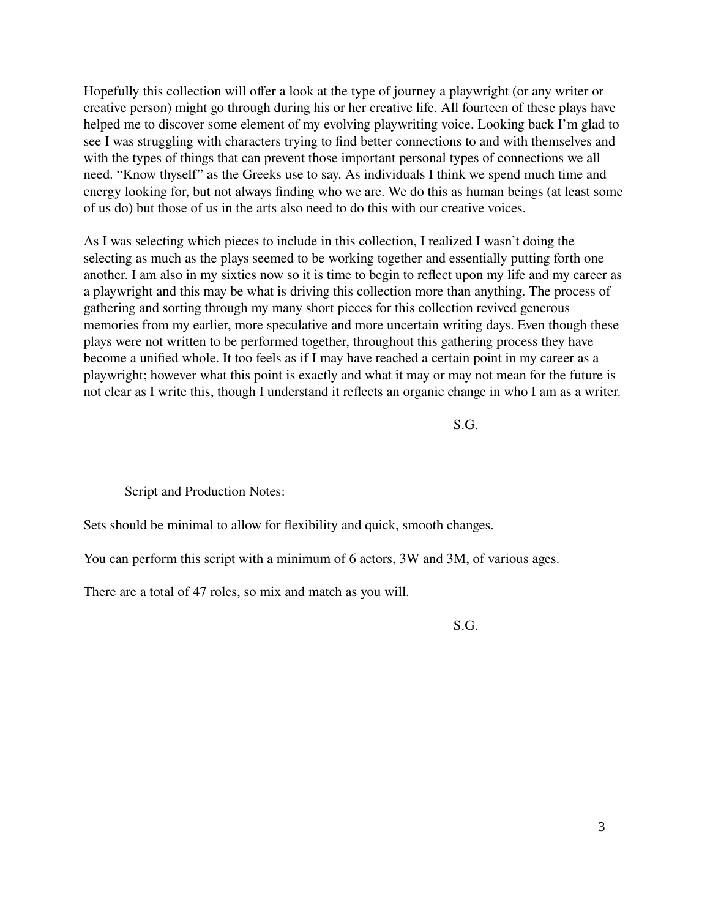Hopefully this collection will offer a look at the type of journey a playwright (or any writer or creative person) might go through during his or her creative life. All fourteen of these plays have helped me to discover some element of my evolving playwriting voice. Looking back I'm glad to see I was struggling with characters trying to find better connections to and with themselves and with the types of things that can prevent those important personal types of connections we all need. "Know thyself" as the Greeks use to say. As individuals I think we spend much time and energy looking for, but not always finding who we are. We do this as human beings (at least some of us do) but those of us in the arts also need to do this with our creative voices.

As I was selecting which pieces to include in this collection, I realized I wasn't doing the selecting as much as the plays seemed to be working together and essentially putting forth one another. I am also in my sixties now so it is time to begin to reflect upon my life and my career as a playwright and this may be what is driving this collection more than anything. The process of gathering and sorting through my many short pieces for this collection revived generous memories from my earlier, more speculative and more uncertain writing days. Even though these plays were not written to be performed together, throughout this gathering process they have become a unified whole. It too feels as if I may have reached a certain point in my career as a playwright; however what this point is exactly and what it may or may not mean for the future is not clear as I write this, though I understand it reflects an organic change in who I am as a writer.

S.G.

Script and Production Notes:

Sets should be minimal to allow for flexibility and quick, smooth changes.

You can perform this script with a minimum of 6 actors, 3W and 3M, of various ages.

There are a total of 47 roles, so mix and match as you will.

S.G.